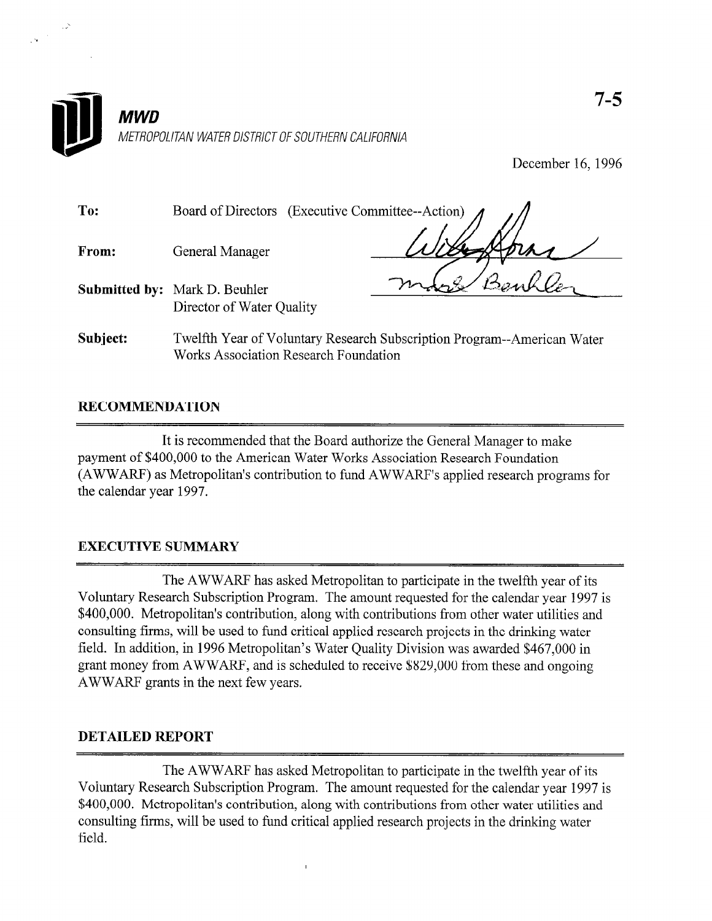7-5

**MWD**

*METROPOLITAN WATER DISTRICT OF SOUTHERN CALIFORNIA*

December 16, 1996

**To:** Board of Directors (Executive Committee--Action)

**From:** General Manager

**Submitted by:** Mark D. Beuhler
Director of Water Quality

**Subject:** Twelfth Year of Voluntary Research Subscription Program--American Water Works Association Research Foundation

## RECOMMENDATION

It is recommended that the Board authorize the General Manager to make payment of $400,000 to the American Water Works Association Research Foundation (AWWARF) as Metropolitan's contribution to fund AWWARF's applied research programs for the calendar year 1997.

## EXECUTIVE SUMMARY

The AWWARF has asked Metropolitan to participate in the twelfth year of its Voluntary Research Subscription Program. The amount requested for the calendar year 1997 is $400,000. Metropolitan's contribution, along with contributions from other water utilities and consulting firms, will be used to fund critical applied research projects in the drinking water field. In addition, in 1996 Metropolitan's Water Quality Division was awarded $467,000 in grant money from AWWARF, and is scheduled to receive $829,000 from these and ongoing AWWARF grants in the next few years.

## DETAILED REPORT

The AWWARF has asked Metropolitan to participate in the twelfth year of its Voluntary Research Subscription Program. The amount requested for the calendar year 1997 is $400,000. Metropolitan's contribution, along with contributions from other water utilities and consulting firms, will be used to fund critical applied research projects in the drinking water field.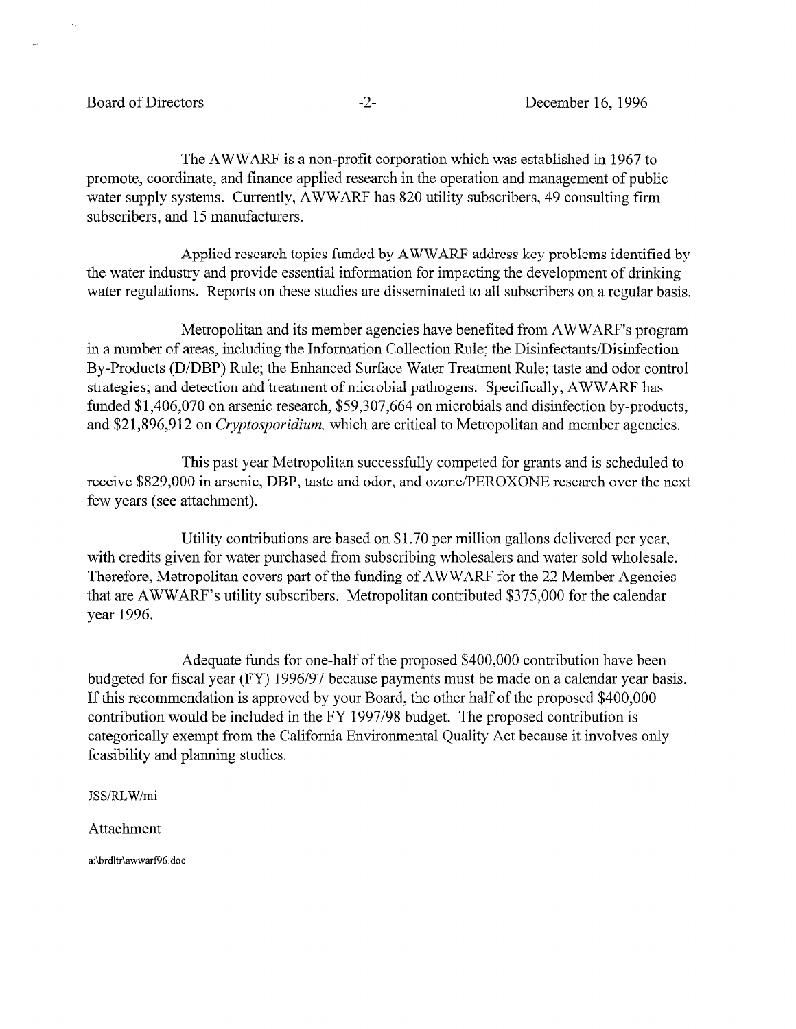The AWWARF is a non-profit corporation which was established in 1967 to promote, coordinate, and finance applied research in the operation and management of public water supply systems. Currently, AWWARF has 820 utility subscribers, 49 consulting firm subscribers, and 15 manufacturers.

Applied research topics funded by AWWARF address key problems identified by the water industry and provide essential information for impacting the development of drinking water regulations. Reports on these studies are disseminated to all subscribers on a regular basis.

Metropolitan and its member agencies have benefited from AWWARF's program in a number of areas, including the Information Collection Rule; the Disinfectants/Disinfection By-Products (D/DBP) Rule; the Enhanced Surface Water Treatment Rule; taste and odor control strategies; and detection and treatment of microbial pathogens. Specifically, AWWARF has funded $1,406,070 on arsenic research, $59,307,664 on microbials and disinfection by-products, and $21,896,912 on *Cryptosporidium,* which are critical to Metropolitan and member agencies.

This past year Metropolitan successfully competed for grants and is scheduled to receive $829,000 in arsenic, DBP, taste and odor, and ozone/PEROXONE research over the next few years (see attachment).

Utility contributions are based on $1.70 per million gallons delivered per year, with credits given for water purchased from subscribing wholesalers and water sold wholesale. Therefore, Metropolitan covers part of the funding of AWWARF for the 22 Member Agencies that are AWWARF's utility subscribers. Metropolitan contributed $375,000 for the calendar year 1996.

Adequate funds for one-half of the proposed $400,000 contribution have been budgeted for fiscal year (FY) 1996/97 because payments must be made on a calendar year basis. If this recommendation is approved by your Board, the other half of the proposed $400,000 contribution would be included in the FY 1997/98 budget. The proposed contribution is categorically exempt from the California Environmental Quality Act because it involves only feasibility and planning studies.

JSS/RLW/mi

Attachment

a:\brdltr\awwarf96.doc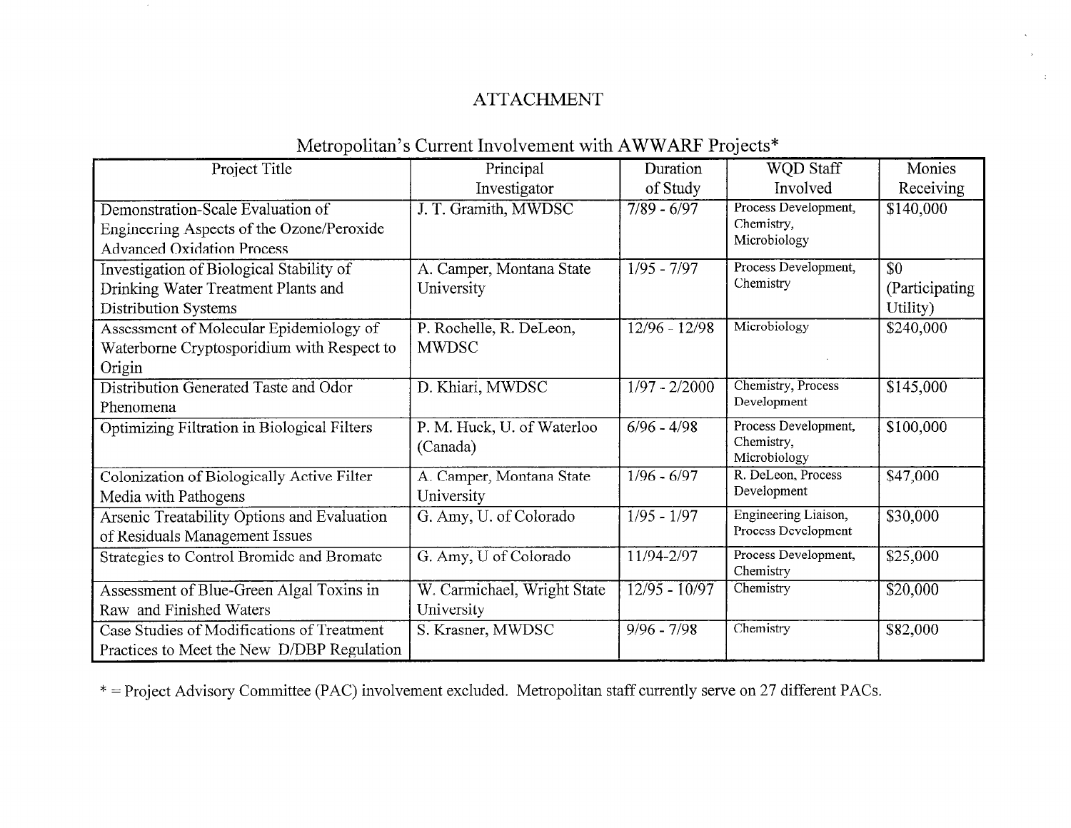# ATTACHMENT

## Metropolitan's Current Involvement with AWWARF Projects*

| Project Title | Principal Investigator | Duration of Study | WQD Staff Involved | Monies Receiving |
|---|---|---|---|---|
| Demonstration-Scale Evaluation of Engineering Aspects of the Ozone/Peroxide Advanced Oxidation Process | J. T. Gramith, MWDSC | 7/89 - 6/97 | Process Development, Chemistry, Microbiology | $140,000 |
| Investigation of Biological Stability of Drinking Water Treatment Plants and Distribution Systems | A. Camper, Montana State University | 1/95 - 7/97 | Process Development, Chemistry | $0 (Participating Utility) |
| Assessment of Molecular Epidemiology of Waterborne Cryptosporidium with Respect to Origin | P. Rochelle, R. DeLeon, MWDSC | 12/96 - 12/98 | Microbiology | $240,000 |
| Distribution Generated Taste and Odor Phenomena | D. Khiari, MWDSC | 1/97 - 2/2000 | Chemistry, Process Development | $145,000 |
| Optimizing Filtration in Biological Filters | P. M. Huck, U. of Waterloo (Canada) | 6/96 - 4/98 | Process Development, Chemistry, Microbiology | $100,000 |
| Colonization of Biologically Active Filter Media with Pathogens | A. Camper, Montana State University | 1/96 - 6/97 | R. DeLeon, Process Development | $47,000 |
| Arsenic Treatability Options and Evaluation of Residuals Management Issues | G. Amy, U. of Colorado | 1/95 - 1/97 | Engineering Liaison, Process Development | $30,000 |
| Strategies to Control Bromide and Bromate | G. Amy, U of Colorado | 11/94-2/97 | Process Development, Chemistry | $25,000 |
| Assessment of Blue-Green Algal Toxins in Raw and Finished Waters | W. Carmichael, Wright State University | 12/95 - 10/97 | Chemistry | $20,000 |
| Case Studies of Modifications of Treatment Practices to Meet the New D/DBP Regulation | S. Krasner, MWDSC | 9/96 - 7/98 | Chemistry | $82,000 |

* = Project Advisory Committee (PAC) involvement excluded. Metropolitan staff currently serve on 27 different PACs.